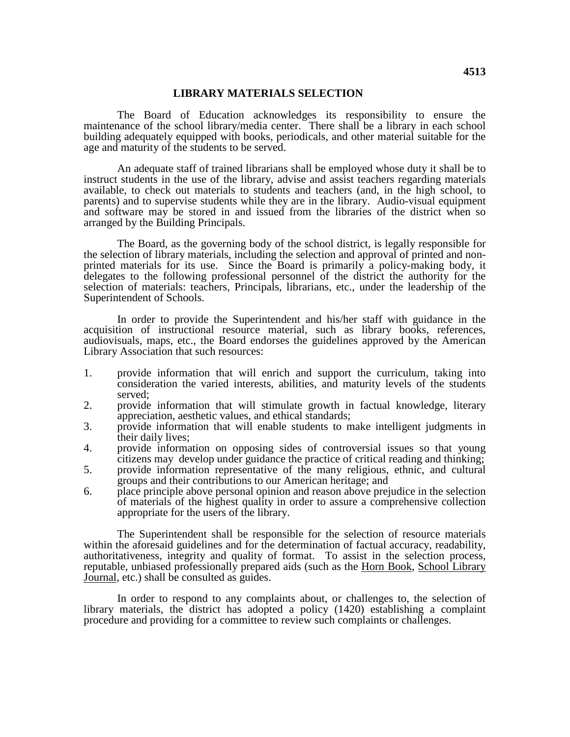4513

# LIBRARY MATERIALS SELECTION

The Board of Education acknowledges its responsibility to ensure the maintenance of the school library/media center. There shall be a library in each school building adequately equipped with books, periodicals, and other material suitable for the age and maturity of the students to be served.

An adequate staff of trained librarians shall be employed whose duty it shall be to instruct students in the use of the library, advise and assist teachers regarding materials available, to check out materials to students and teachers (and, in the high school, to parents) and to supervise students while they are in the library. Audio-visual equipment and software may be stored in and issued from the libraries of the district when so arranged by the Building Principals.

The Board, as the governing body of the school district, is legally responsible for the selection of library materials, including the selection and approval of printed and non-printed materials for its use. Since the Board is primarily a policy-making body, it delegates to the following professional personnel of the district the authority for the selection of materials: teachers, Principals, librarians, etc., under the leadership of the Superintendent of Schools.

In order to provide the Superintendent and his/her staff with guidance in the acquisition of instructional resource material, such as library books, references, audiovisuals, maps, etc., the Board endorses the guidelines approved by the American Library Association that such resources:

1. provide information that will enrich and support the curriculum, taking into consideration the varied interests, abilities, and maturity levels of the students served;
2. provide information that will stimulate growth in factual knowledge, literary appreciation, aesthetic values, and ethical standards;
3. provide information that will enable students to make intelligent judgments in their daily lives;
4. provide information on opposing sides of controversial issues so that young citizens may develop under guidance the practice of critical reading and thinking;
5. provide information representative of the many religious, ethnic, and cultural groups and their contributions to our American heritage; and
6. place principle above personal opinion and reason above prejudice in the selection of materials of the highest quality in order to assure a comprehensive collection appropriate for the users of the library.

The Superintendent shall be responsible for the selection of resource materials within the aforesaid guidelines and for the determination of factual accuracy, readability, authoritativeness, integrity and quality of format. To assist in the selection process, reputable, unbiased professionally prepared aids (such as the Horn Book, School Library Journal, etc.) shall be consulted as guides.

In order to respond to any complaints about, or challenges to, the selection of library materials, the district has adopted a policy (1420) establishing a complaint procedure and providing for a committee to review such complaints or challenges.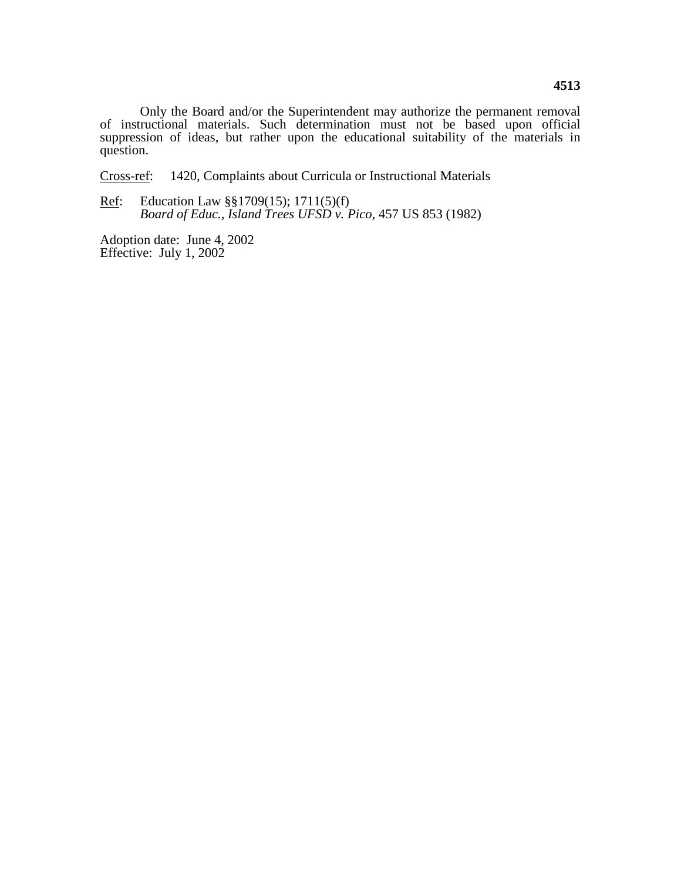Only the Board and/or the Superintendent may authorize the permanent removal of instructional materials. Such determination must not be based upon official suppression of ideas, but rather upon the educational suitability of the materials in question.

Cross-ref: 1420, Complaints about Curricula or Instructional Materials

Ref: Education Law §§1709(15); 1711(5)(f)
*Board of Educ., Island Trees UFSD v. Pico*, 457 US 853 (1982)

Adoption date: June 4, 2002
Effective: July 1, 2002